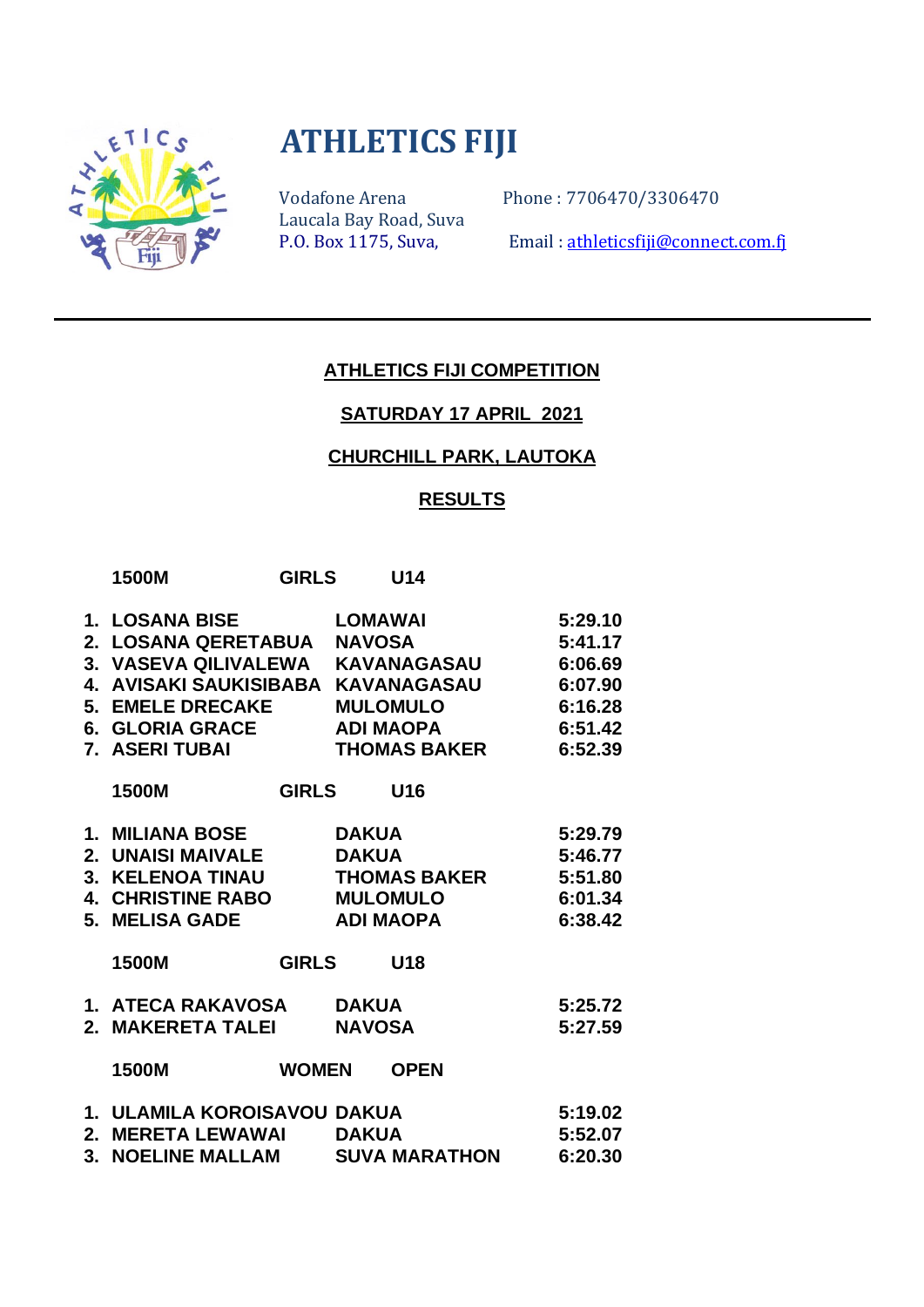# ATHLETICS FIJI

Vodafone Arena
Laucala Bay Road, Suva
P.O. Box 1175, Suva,

Phone : 7706470/3306470
Email : athleticsfiji@connect.com.fj

---

**ATHLETICS FIJI COMPETITION**

**SATURDAY 17 APRIL 2021**

**CHURCHILL PARK, LAUTOKA**

**RESULTS**

**1500M GIRLS U14**

| | | | |
|---|---|---|---|
| 1. | LOSANA BISE | LOMAWAI | 5:29.10 |
| 2. | LOSANA QERETABUA | NAVOSA | 5:41.17 |
| 3. | VASEVA QILIVALEWA | KAVANAGASAU | 6:06.69 |
| 4. | AVISAKI SAUKISIBABA | KAVANAGASAU | 6:07.90 |
| 5. | EMELE DRECAKE | MULOMULO | 6:16.28 |
| 6. | GLORIA GRACE | ADI MAOPA | 6:51.42 |
| 7. | ASERI TUBAI | THOMAS BAKER | 6:52.39 |

**1500M GIRLS U16**

| | | | |
|---|---|---|---|
| 1. | MILIANA BOSE | DAKUA | 5:29.79 |
| 2. | UNAISI MAIVALE | DAKUA | 5:46.77 |
| 3. | KELENOA TINAU | THOMAS BAKER | 5:51.80 |
| 4. | CHRISTINE RABO | MULOMULO | 6:01.34 |
| 5. | MELISA GADE | ADI MAOPA | 6:38.42 |

**1500M GIRLS U18**

| | | | |
|---|---|---|---|
| 1. | ATECA RAKAVOSA | DAKUA | 5:25.72 |
| 2. | MAKERETA TALEI | NAVOSA | 5:27.59 |

**1500M WOMEN OPEN**

| | | | |
|---|---|---|---|
| 1. | ULAMILA KOROISAVOU | DAKUA | 5:19.02 |
| 2. | MERETA LEWAWAI | DAKUA | 5:52.07 |
| 3. | NOELINE MALLAM | SUVA MARATHON | 6:20.30 |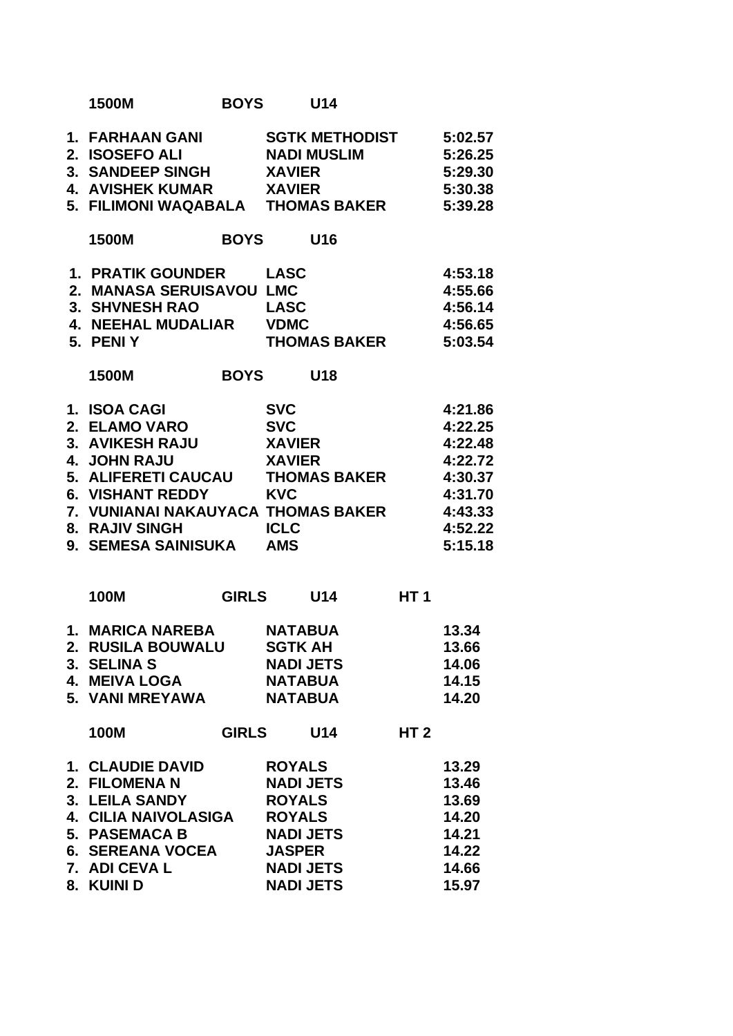**1500M BOYS U14**

| | | | |
|---|---|---|---|
| 1. | FARHAAN GANI | SGTK METHODIST | 5:02.57 |
| 2. | ISOSEFO ALI | NADI MUSLIM | 5:26.25 |
| 3. | SANDEEP SINGH | XAVIER | 5:29.30 |
| 4. | AVISHEK KUMAR | XAVIER | 5:30.38 |
| 5. | FILIMONI WAQABALA | THOMAS BAKER | 5:39.28 |

**1500M BOYS U16**

| | | | |
|---|---|---|---|
| 1. | PRATIK GOUNDER | LASC | 4:53.18 |
| 2. | MANASA SERUISAVOU | LMC | 4:55.66 |
| 3. | SHVNESH RAO | LASC | 4:56.14 |
| 4. | NEEHAL MUDALIAR | VDMC | 4:56.65 |
| 5. | PENI Y | THOMAS BAKER | 5:03.54 |

**1500M BOYS U18**

| | | | |
|---|---|---|---|
| 1. | ISOA CAGI | SVC | 4:21.86 |
| 2. | ELAMO VARO | SVC | 4:22.25 |
| 3. | AVIKESH RAJU | XAVIER | 4:22.48 |
| 4. | JOHN RAJU | XAVIER | 4:22.72 |
| 5. | ALIFERETI CAUCAU | THOMAS BAKER | 4:30.37 |
| 6. | VISHANT REDDY | KVC | 4:31.70 |
| 7. | VUNIANAI NAKAUYACA | THOMAS BAKER | 4:43.33 |
| 8. | RAJIV SINGH | ICLC | 4:52.22 |
| 9. | SEMESA SAINISUKA | AMS | 5:15.18 |

**100M GIRLS U14 HT 1**

| | | | |
|---|---|---|---|
| 1. | MARICA NAREBA | NATABUA | 13.34 |
| 2. | RUSILA BOUWALU | SGTK AH | 13.66 |
| 3. | SELINA S | NADI JETS | 14.06 |
| 4. | MEIVA LOGA | NATABUA | 14.15 |
| 5. | VANI MREYAWA | NATABUA | 14.20 |

**100M GIRLS U14 HT 2**

| | | | |
|---|---|---|---|
| 1. | CLAUDIE DAVID | ROYALS | 13.29 |
| 2. | FILOMENA N | NADI JETS | 13.46 |
| 3. | LEILA SANDY | ROYALS | 13.69 |
| 4. | CILIA NAIVOLASIGA | ROYALS | 14.20 |
| 5. | PASEMACA B | NADI JETS | 14.21 |
| 6. | SEREANA VOCEA | JASPER | 14.22 |
| 7. | ADI CEVA L | NADI JETS | 14.66 |
| 8. | KUINI D | NADI JETS | 15.97 |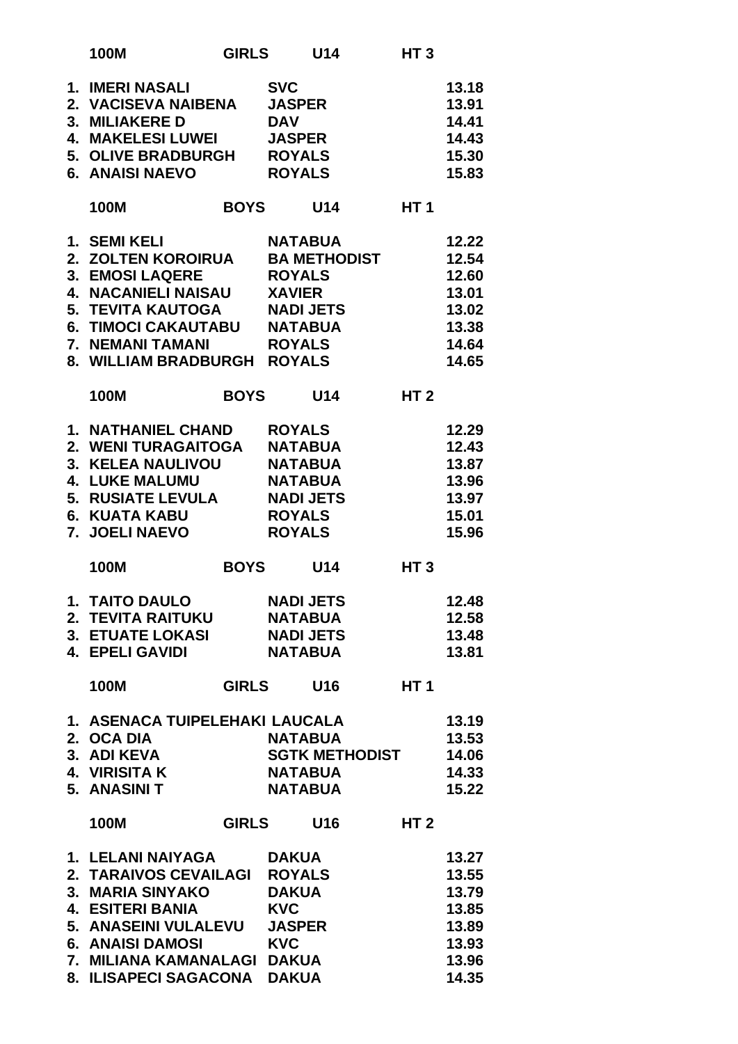**100M GIRLS U14 HT 3**

| | | | |
|---|---|---|---|
| 1. | IMERI NASALI | SVC | 13.18 |
| 2. | VACISEVA NAIBENA | JASPER | 13.91 |
| 3. | MILIAKERE D | DAV | 14.41 |
| 4. | MAKELESI LUWEI | JASPER | 14.43 |
| 5. | OLIVE BRADBURGH | ROYALS | 15.30 |
| 6. | ANAISI NAEVO | ROYALS | 15.83 |

**100M BOYS U14 HT 1**

| | | | |
|---|---|---|---|
| 1. | SEMI KELI | NATABUA | 12.22 |
| 2. | ZOLTEN KOROIRUA | BA METHODIST | 12.54 |
| 3. | EMOSI LAQERE | ROYALS | 12.60 |
| 4. | NACANIELI NAISAU | XAVIER | 13.01 |
| 5. | TEVITA KAUTOGA | NADI JETS | 13.02 |
| 6. | TIMOCI CAKAUTABU | NATABUA | 13.38 |
| 7. | NEMANI TAMANI | ROYALS | 14.64 |
| 8. | WILLIAM BRADBURGH | ROYALS | 14.65 |

**100M BOYS U14 HT 2**

| | | | |
|---|---|---|---|
| 1. | NATHANIEL CHAND | ROYALS | 12.29 |
| 2. | WENI TURAGAITOGA | NATABUA | 12.43 |
| 3. | KELEA NAULIVOU | NATABUA | 13.87 |
| 4. | LUKE MALUMU | NATABUA | 13.96 |
| 5. | RUSIATE LEVULA | NADI JETS | 13.97 |
| 6. | KUATA KABU | ROYALS | 15.01 |
| 7. | JOELI NAEVO | ROYALS | 15.96 |

**100M BOYS U14 HT 3**

| | | | |
|---|---|---|---|
| 1. | TAITO DAULO | NADI JETS | 12.48 |
| 2. | TEVITA RAITUKU | NATABUA | 12.58 |
| 3. | ETUATE LOKASI | NADI JETS | 13.48 |
| 4. | EPELI GAVIDI | NATABUA | 13.81 |

**100M GIRLS U16 HT 1**

| | | | |
|---|---|---|---|
| 1. | ASENACA TUIPELEHAKI | LAUCALA | 13.19 |
| 2. | OCA DIA | NATABUA | 13.53 |
| 3. | ADI KEVA | SGTK METHODIST | 14.06 |
| 4. | VIRISITA K | NATABUA | 14.33 |
| 5. | ANASINI T | NATABUA | 15.22 |

**100M GIRLS U16 HT 2**

| | | | |
|---|---|---|---|
| 1. | LELANI NAIYAGA | DAKUA | 13.27 |
| 2. | TARAIVOS CEVAILAGI | ROYALS | 13.55 |
| 3. | MARIA SINYAKO | DAKUA | 13.79 |
| 4. | ESITERI BANIA | KVC | 13.85 |
| 5. | ANASEINI VULALEVU | JASPER | 13.89 |
| 6. | ANAISI DAMOSI | KVC | 13.93 |
| 7. | MILIANA KAMANALAGI | DAKUA | 13.96 |
| 8. | ILISAPECI SAGACONA | DAKUA | 14.35 |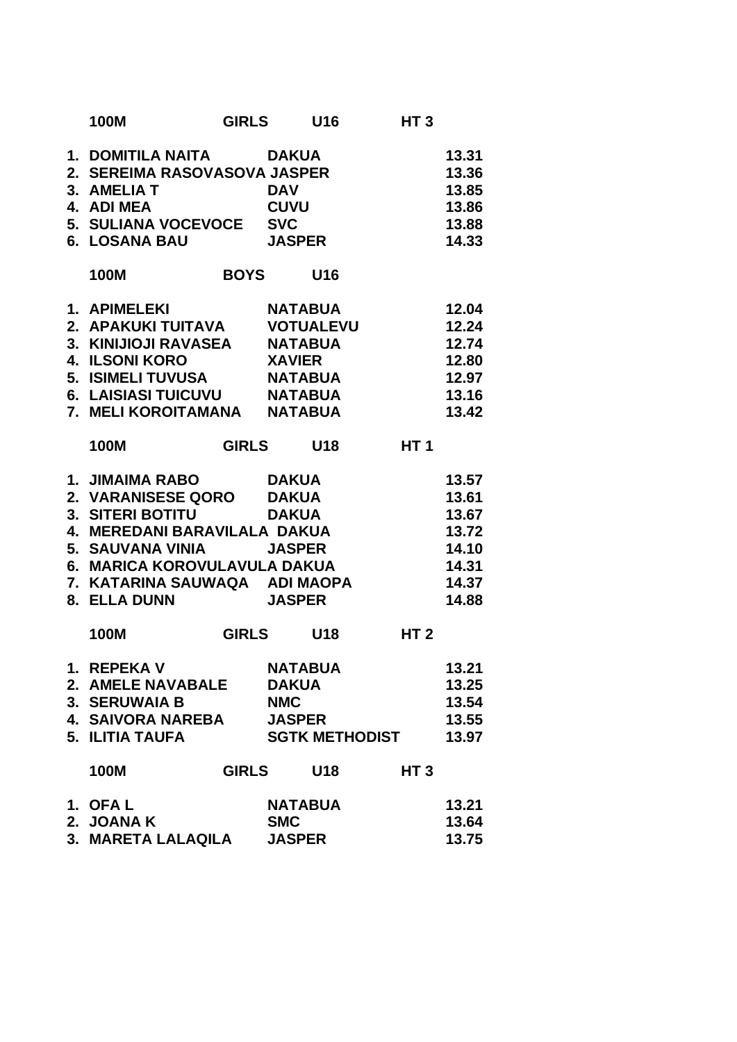**100M GIRLS U16 HT 3**

| | | | |
|---|---|---|---|
| 1. | DOMITILA NAITA | DAKUA | 13.31 |
| 2. | SEREIMA RASOVASOVA | JASPER | 13.36 |
| 3. | AMELIA T | DAV | 13.85 |
| 4. | ADI MEA | CUVU | 13.86 |
| 5. | SULIANA VOCEVOCE | SVC | 13.88 |
| 6. | LOSANA BAU | JASPER | 14.33 |

**100M BOYS U16**

| | | | |
|---|---|---|---|
| 1. | APIMELEKI | NATABUA | 12.04 |
| 2. | APAKUKI TUITAVA | VOTUALEVU | 12.24 |
| 3. | KINIJIOJI RAVASEA | NATABUA | 12.74 |
| 4. | ILSONI KORO | XAVIER | 12.80 |
| 5. | ISIMELI TUVUSA | NATABUA | 12.97 |
| 6. | LAISIASI TUICUVU | NATABUA | 13.16 |
| 7. | MELI KOROITAMANA | NATABUA | 13.42 |

**100M GIRLS U18 HT 1**

| | | | |
|---|---|---|---|
| 1. | JIMAIMA RABO | DAKUA | 13.57 |
| 2. | VARANISESE QORO | DAKUA | 13.61 |
| 3. | SITERI BOTITU | DAKUA | 13.67 |
| 4. | MEREDANI BARAVILALA | DAKUA | 13.72 |
| 5. | SAUVANA VINIA | JASPER | 14.10 |
| 6. | MARICA KOROVULAVULA | DAKUA | 14.31 |
| 7. | KATARINA SAUWAQA | ADI MAOPA | 14.37 |
| 8. | ELLA DUNN | JASPER | 14.88 |

**100M GIRLS U18 HT 2**

| | | | |
|---|---|---|---|
| 1. | REPEKA V | NATABUA | 13.21 |
| 2. | AMELE NAVABALE | DAKUA | 13.25 |
| 3. | SERUWAIA B | NMC | 13.54 |
| 4. | SAIVORA NAREBA | JASPER | 13.55 |
| 5. | ILITIA TAUFA | SGTK METHODIST | 13.97 |

**100M GIRLS U18 HT 3**

| | | | |
|---|---|---|---|
| 1. | OFA L | NATABUA | 13.21 |
| 2. | JOANA K | SMC | 13.64 |
| 3. | MARETA LALAQILA | JASPER | 13.75 |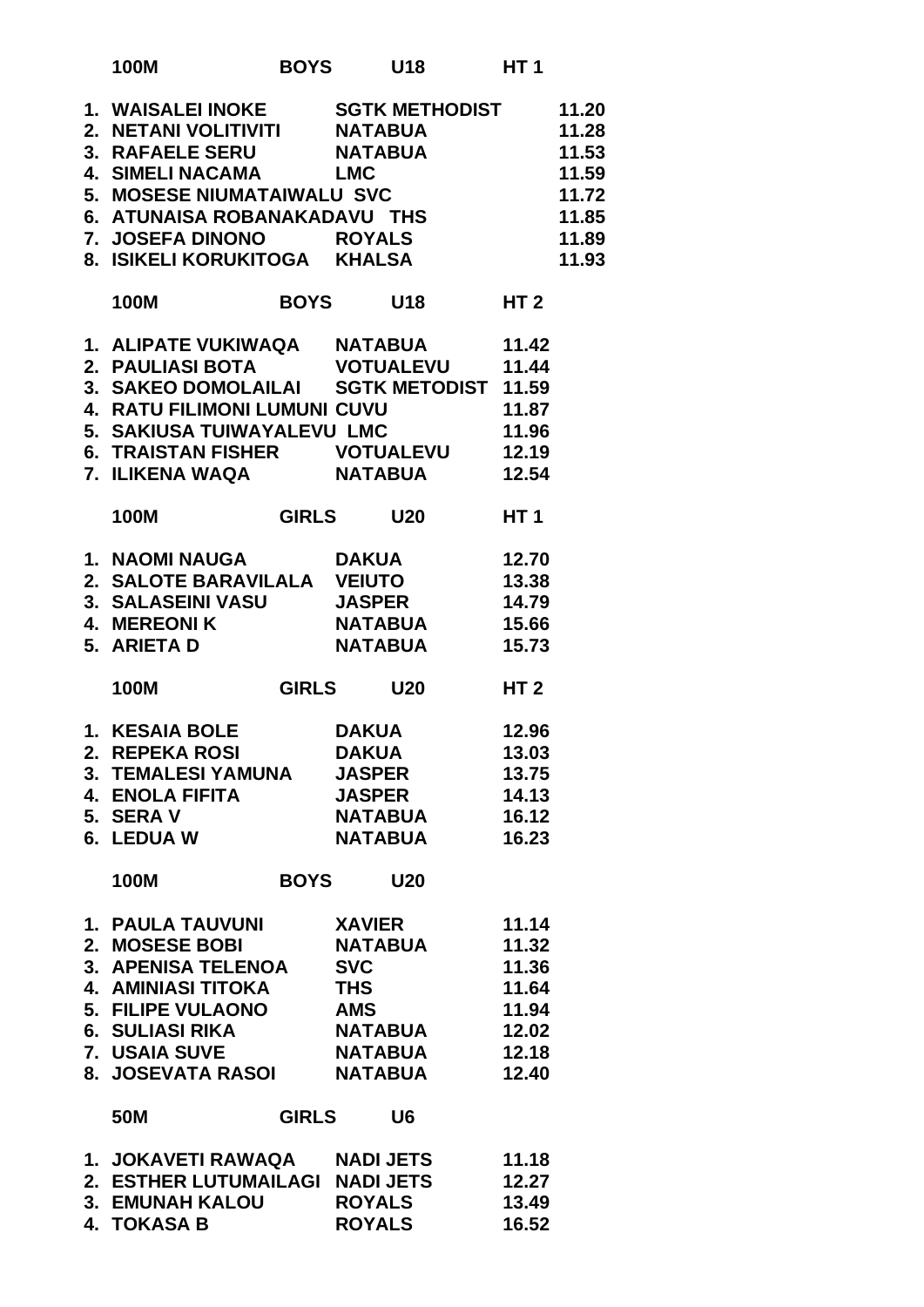**100M BOYS U18 HT 1**

| | | | |
|---|---|---|---|
| 1. | WAISALEI INOKE | SGTK METHODIST | 11.20 |
| 2. | NETANI VOLITIVITI | NATABUA | 11.28 |
| 3. | RAFAELE SERU | NATABUA | 11.53 |
| 4. | SIMELI NACAMA | LMC | 11.59 |
| 5. | MOSESE NIUMATAIWALU | SVC | 11.72 |
| 6. | ATUNAISA ROBANAKADAVU | THS | 11.85 |
| 7. | JOSEFA DINONO | ROYALS | 11.89 |
| 8. | ISIKELI KORUKITOGA | KHALSA | 11.93 |

**100M BOYS U18 HT 2**

| | | | |
|---|---|---|---|
| 1. | ALIPATE VUKIWAQA | NATABUA | 11.42 |
| 2. | PAULIASI BOTA | VOTUALEVU | 11.44 |
| 3. | SAKEO DOMOLAILAI | SGTK METODIST | 11.59 |
| 4. | RATU FILIMONI LUMUNI | CUVU | 11.87 |
| 5. | SAKIUSA TUIWAYALEVU | LMC | 11.96 |
| 6. | TRAISTAN FISHER | VOTUALEVU | 12.19 |
| 7. | ILIKENA WAQA | NATABUA | 12.54 |

**100M GIRLS U20 HT 1**

| | | | |
|---|---|---|---|
| 1. | NAOMI NAUGA | DAKUA | 12.70 |
| 2. | SALOTE BARAVILALA | VEIUTO | 13.38 |
| 3. | SALASEINI VASU | JASPER | 14.79 |
| 4. | MEREONI K | NATABUA | 15.66 |
| 5. | ARIETA D | NATABUA | 15.73 |

**100M GIRLS U20 HT 2**

| | | | |
|---|---|---|---|
| 1. | KESAIA BOLE | DAKUA | 12.96 |
| 2. | REPEKA ROSI | DAKUA | 13.03 |
| 3. | TEMALESI YAMUNA | JASPER | 13.75 |
| 4. | ENOLA FIFITA | JASPER | 14.13 |
| 5. | SERA V | NATABUA | 16.12 |
| 6. | LEDUA W | NATABUA | 16.23 |

**100M BOYS U20**

| | | | |
|---|---|---|---|
| 1. | PAULA TAUVUNI | XAVIER | 11.14 |
| 2. | MOSESE BOBI | NATABUA | 11.32 |
| 3. | APENISA TELENOA | SVC | 11.36 |
| 4. | AMINIASI TITOKA | THS | 11.64 |
| 5. | FILIPE VULAONO | AMS | 11.94 |
| 6. | SULIASI RIKA | NATABUA | 12.02 |
| 7. | USAIA SUVE | NATABUA | 12.18 |
| 8. | JOSEVATA RASOI | NATABUA | 12.40 |

**50M GIRLS U6**

| | | | |
|---|---|---|---|
| 1. | JOKAVETI RAWAQA | NADI JETS | 11.18 |
| 2. | ESTHER LUTUMAILAGI | NADI JETS | 12.27 |
| 3. | EMUNAH KALOU | ROYALS | 13.49 |
| 4. | TOKASA B | ROYALS | 16.52 |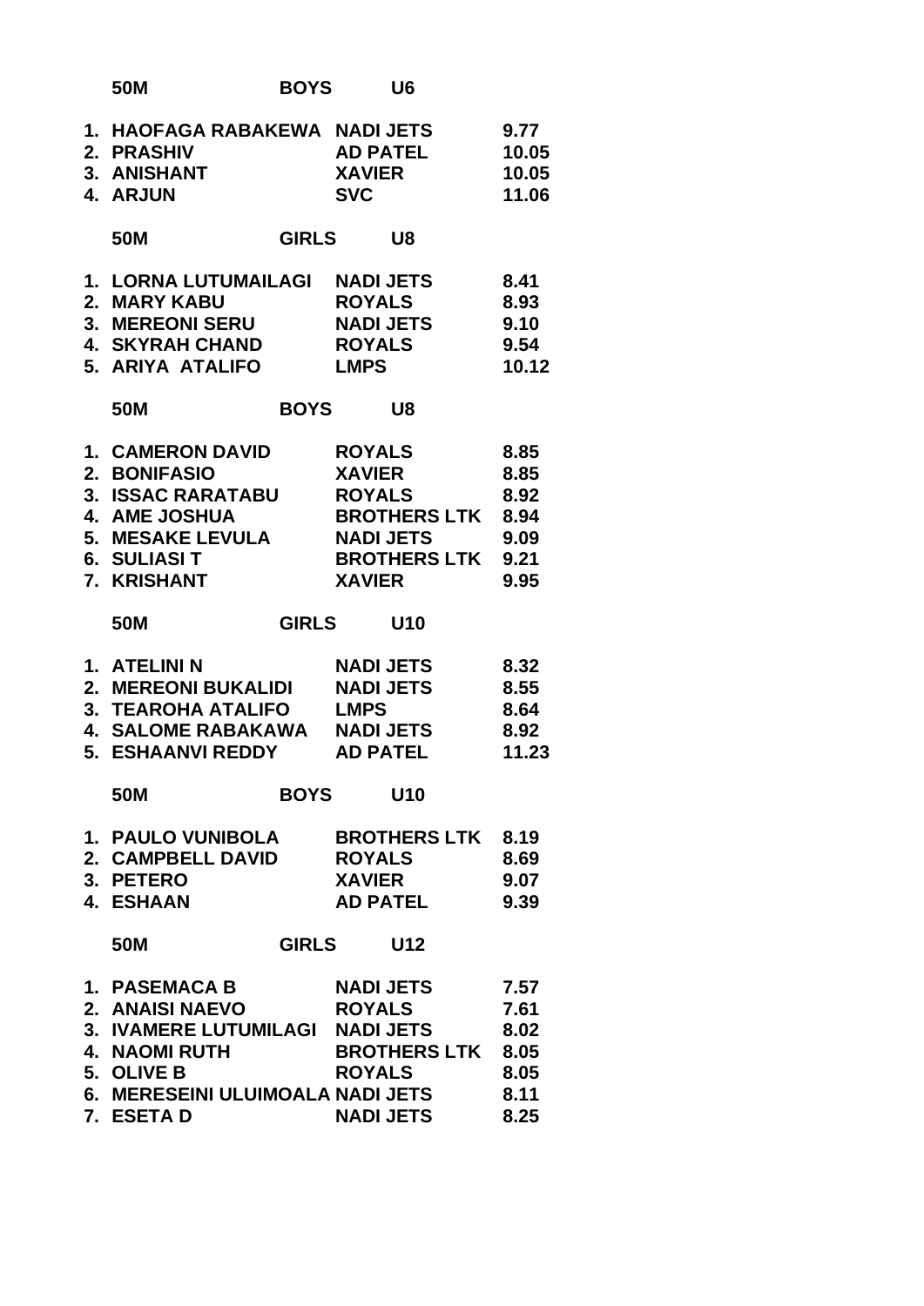**50M BOYS U6**

| | | | |
|---|---|---|---|
| 1. | HAOFAGA RABAKEWA | NADI JETS | 9.77 |
| 2. | PRASHIV | AD PATEL | 10.05 |
| 3. | ANISHANT | XAVIER | 10.05 |
| 4. | ARJUN | SVC | 11.06 |

**50M GIRLS U8**

| | | | |
|---|---|---|---|
| 1. | LORNA LUTUMAILAGI | NADI JETS | 8.41 |
| 2. | MARY KABU | ROYALS | 8.93 |
| 3. | MEREONI SERU | NADI JETS | 9.10 |
| 4. | SKYRAH CHAND | ROYALS | 9.54 |
| 5. | ARIYA ATALIFO | LMPS | 10.12 |

**50M BOYS U8**

| | | | |
|---|---|---|---|
| 1. | CAMERON DAVID | ROYALS | 8.85 |
| 2. | BONIFASIO | XAVIER | 8.85 |
| 3. | ISSAC RARATABU | ROYALS | 8.92 |
| 4. | AME JOSHUA | BROTHERS LTK | 8.94 |
| 5. | MESAKE LEVULA | NADI JETS | 9.09 |
| 6. | SULIASI T | BROTHERS LTK | 9.21 |
| 7. | KRISHANT | XAVIER | 9.95 |

**50M GIRLS U10**

| | | | |
|---|---|---|---|
| 1. | ATELINI N | NADI JETS | 8.32 |
| 2. | MEREONI BUKALIDI | NADI JETS | 8.55 |
| 3. | TEAROHA ATALIFO | LMPS | 8.64 |
| 4. | SALOME RABAKAWA | NADI JETS | 8.92 |
| 5. | ESHAANVI REDDY | AD PATEL | 11.23 |

**50M BOYS U10**

| | | | |
|---|---|---|---|
| 1. | PAULO VUNIBOLA | BROTHERS LTK | 8.19 |
| 2. | CAMPBELL DAVID | ROYALS | 8.69 |
| 3. | PETERO | XAVIER | 9.07 |
| 4. | ESHAAN | AD PATEL | 9.39 |

**50M GIRLS U12**

| | | | |
|---|---|---|---|
| 1. | PASEMACA B | NADI JETS | 7.57 |
| 2. | ANAISI NAEVO | ROYALS | 7.61 |
| 3. | IVAMERE LUTUMILAGI | NADI JETS | 8.02 |
| 4. | NAOMI RUTH | BROTHERS LTK | 8.05 |
| 5. | OLIVE B | ROYALS | 8.05 |
| 6. | MERESEINI ULUIMOALA | NADI JETS | 8.11 |
| 7. | ESETA D | NADI JETS | 8.25 |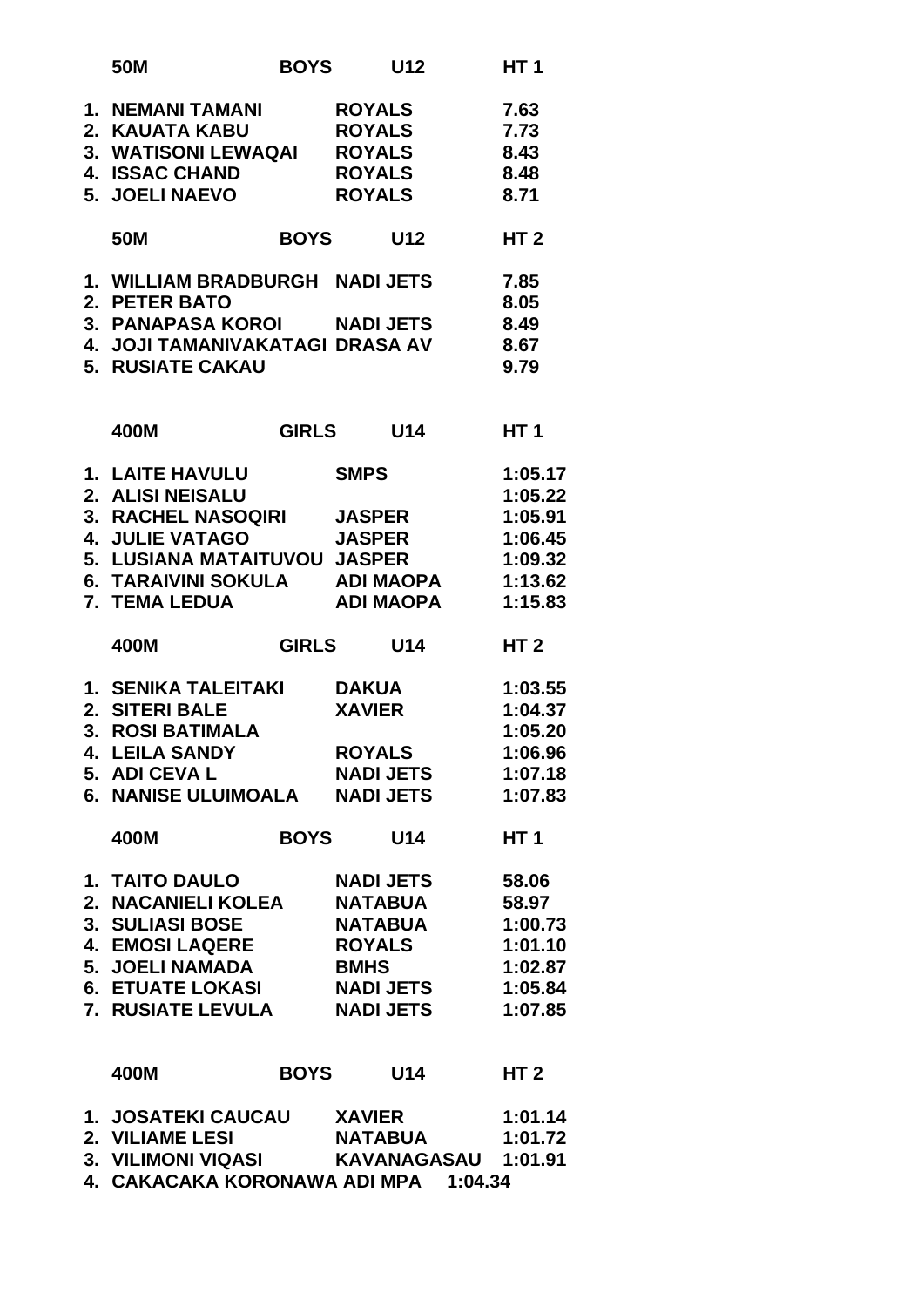**50M BOYS U12 HT 1**

| | Name | Team | Time |
|---|---|---|---|
| 1. | NEMANI TAMANI | ROYALS | 7.63 |
| 2. | KAUATA KABU | ROYALS | 7.73 |
| 3. | WATISONI LEWAQAI | ROYALS | 8.43 |
| 4. | ISSAC CHAND | ROYALS | 8.48 |
| 5. | JOELI NAEVO | ROYALS | 8.71 |

**50M BOYS U12 HT 2**

| | Name | Team | Time |
|---|---|---|---|
| 1. | WILLIAM BRADBURGH | NADI JETS | 7.85 |
| 2. | PETER BATO | | 8.05 |
| 3. | PANAPASA KOROI | NADI JETS | 8.49 |
| 4. | JOJI TAMANIVAKATAGI | DRASA AV | 8.67 |
| 5. | RUSIATE CAKAU | | 9.79 |

**400M GIRLS U14 HT 1**

| | Name | Team | Time |
|---|---|---|---|
| 1. | LAITE HAVULU | SMPS | 1:05.17 |
| 2. | ALISI NEISALU | | 1:05.22 |
| 3. | RACHEL NASOQIRI | JASPER | 1:05.91 |
| 4. | JULIE VATAGO | JASPER | 1:06.45 |
| 5. | LUSIANA MATAITUVOU | JASPER | 1:09.32 |
| 6. | TARAIVINI SOKULA | ADI MAOPA | 1:13.62 |
| 7. | TEMA LEDUA | ADI MAOPA | 1:15.83 |

**400M GIRLS U14 HT 2**

| | Name | Team | Time |
|---|---|---|---|
| 1. | SENIKA TALEITAKI | DAKUA | 1:03.55 |
| 2. | SITERI BALE | XAVIER | 1:04.37 |
| 3. | ROSI BATIMALA | | 1:05.20 |
| 4. | LEILA SANDY | ROYALS | 1:06.96 |
| 5. | ADI CEVA L | NADI JETS | 1:07.18 |
| 6. | NANISE ULUIMOALA | NADI JETS | 1:07.83 |

**400M BOYS U14 HT 1**

| | Name | Team | Time |
|---|---|---|---|
| 1. | TAITO DAULO | NADI JETS | 58.06 |
| 2. | NACANIELI KOLEA | NATABUA | 58.97 |
| 3. | SULIASI BOSE | NATABUA | 1:00.73 |
| 4. | EMOSI LAQERE | ROYALS | 1:01.10 |
| 5. | JOELI NAMADA | BMHS | 1:02.87 |
| 6. | ETUATE LOKASI | NADI JETS | 1:05.84 |
| 7. | RUSIATE LEVULA | NADI JETS | 1:07.85 |

**400M BOYS U14 HT 2**

| | Name | Team | Time |
|---|---|---|---|
| 1. | JOSATEKI CAUCAU | XAVIER | 1:01.14 |
| 2. | VILIAME LESI | NATABUA | 1:01.72 |
| 3. | VILIMONI VIQASI | KAVANAGASAU | 1:01.91 |
| 4. | CAKACAKA KORONAWA | ADI MPA | 1:04.34 |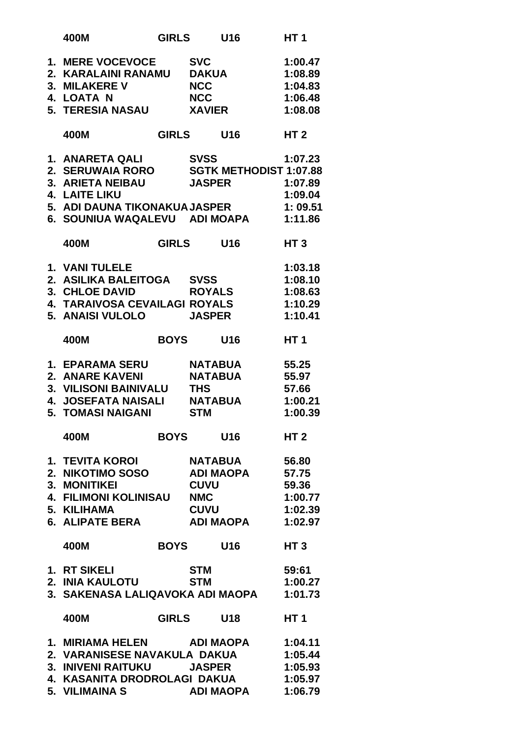## 400M GIRLS U16 HT 1

| Pos | Name | School | Time |
|---|---|---|---|
| 1. | MERE VOCEVOCE | SVC | 1:00.47 |
| 2. | KARALAINI RANAMU | DAKUA | 1:08.89 |
| 3. | MILAKERE V | NCC | 1:04.83 |
| 4. | LOATA N | NCC | 1:06.48 |
| 5. | TERESIA NASAU | XAVIER | 1:08.08 |

## 400M GIRLS U16 HT 2

| Pos | Name | School | Time |
|---|---|---|---|
| 1. | ANARETA QALI | SVSS | 1:07.23 |
| 2. | SERUWAIA RORO | SGTK METHODIST | 1:07.88 |
| 3. | ARIETA NEIBAU | JASPER | 1:07.89 |
| 4. | LAITE LIKU | | 1:09.04 |
| 5. | ADI DAUNA TIKONAKUA | JASPER | 1: 09.51 |
| 6. | SOUNIUA WAQALEVU | ADI MOAPA | 1:11.86 |

## 400M GIRLS U16 HT 3

| Pos | Name | School | Time |
|---|---|---|---|
| 1. | VANI TULELE | | 1:03.18 |
| 2. | ASILIKA BALEITOGA | SVSS | 1:08.10 |
| 3. | CHLOE DAVID | ROYALS | 1:08.63 |
| 4. | TARAIVOSA CEVAILAGI | ROYALS | 1:10.29 |
| 5. | ANAISI VULOLO | JASPER | 1:10.41 |

## 400M BOYS U16 HT 1

| Pos | Name | School | Time |
|---|---|---|---|
| 1. | EPARAMA SERU | NATABUA | 55.25 |
| 2. | ANARE KAVENI | NATABUA | 55.97 |
| 3. | VILISONI BAINIVALU | THS | 57.66 |
| 4. | JOSEFATA NAISALI | NATABUA | 1:00.21 |
| 5. | TOMASI NAIGANI | STM | 1:00.39 |

## 400M BOYS U16 HT 2

| Pos | Name | School | Time |
|---|---|---|---|
| 1. | TEVITA KOROI | NATABUA | 56.80 |
| 2. | NIKOTIMO SOSO | ADI MAOPA | 57.75 |
| 3. | MONITIKEI | CUVU | 59.36 |
| 4. | FILIMONI KOLINISAU | NMC | 1:00.77 |
| 5. | KILIHAMA | CUVU | 1:02.39 |
| 6. | ALIPATE BERA | ADI MAOPA | 1:02.97 |

## 400M BOYS U16 HT 3

| Pos | Name | School | Time |
|---|---|---|---|
| 1. | RT SIKELI | STM | 59:61 |
| 2. | INIA KAULOTU | STM | 1:00.27 |
| 3. | SAKENASA LALIQAVOKA | ADI MAOPA | 1:01.73 |

## 400M GIRLS U18 HT 1

| Pos | Name | School | Time |
|---|---|---|---|
| 1. | MIRIAMA HELEN | ADI MAOPA | 1:04.11 |
| 2. | VARANISESE NAVAKULA | DAKUA | 1:05.44 |
| 3. | INIVENI RAITUKU | JASPER | 1:05.93 |
| 4. | KASANITA DRODROLAGI | DAKUA | 1:05.97 |
| 5. | VILIMAINA S | ADI MAOPA | 1:06.79 |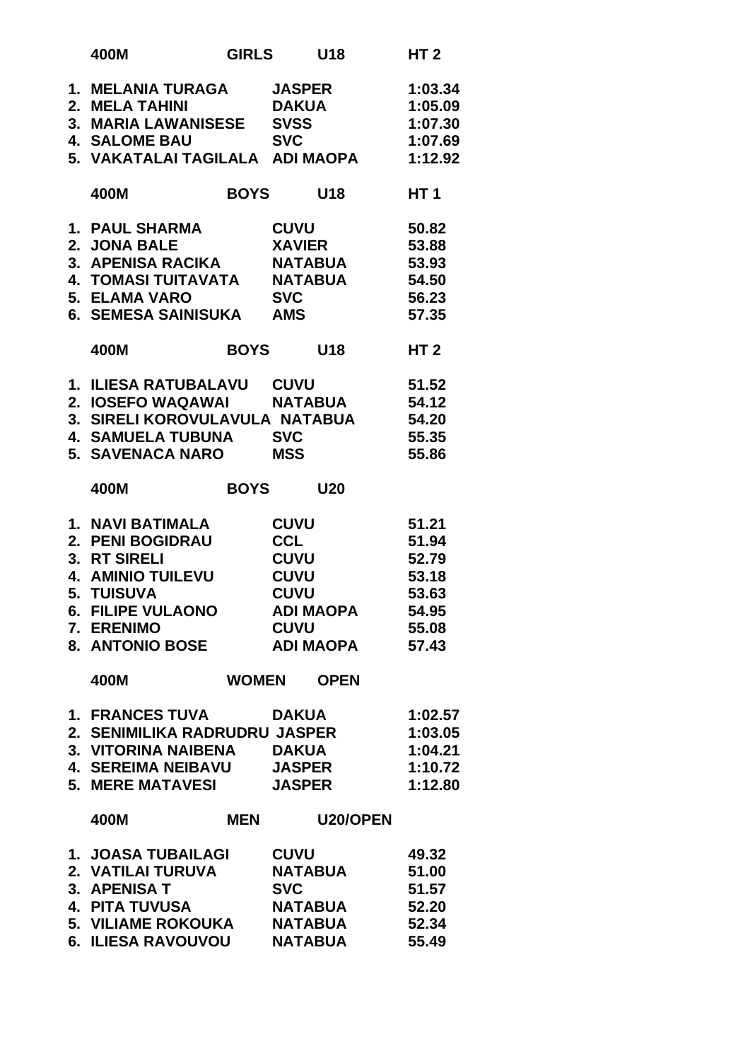## 400M GIRLS U18 HT 2

| | | | |
|---|---|---|---|
| 1. | MELANIA TURAGA | JASPER | 1:03.34 |
| 2. | MELA TAHINI | DAKUA | 1:05.09 |
| 3. | MARIA LAWANISESE | SVSS | 1:07.30 |
| 4. | SALOME BAU | SVC | 1:07.69 |
| 5. | VAKATALAI TAGILALA | ADI MAOPA | 1:12.92 |

## 400M BOYS U18 HT 1

| | | | |
|---|---|---|---|
| 1. | PAUL SHARMA | CUVU | 50.82 |
| 2. | JONA BALE | XAVIER | 53.88 |
| 3. | APENISA RACIKA | NATABUA | 53.93 |
| 4. | TOMASI TUITAVATA | NATABUA | 54.50 |
| 5. | ELAMA VARO | SVC | 56.23 |
| 6. | SEMESA SAINISUKA | AMS | 57.35 |

## 400M BOYS U18 HT 2

| | | | |
|---|---|---|---|
| 1. | ILIESA RATUBALAVU | CUVU | 51.52 |
| 2. | IOSEFO WAQAWAI | NATABUA | 54.12 |
| 3. | SIRELI KOROVULAVULA | NATABUA | 54.20 |
| 4. | SAMUELA TUBUNA | SVC | 55.35 |
| 5. | SAVENACA NARO | MSS | 55.86 |

## 400M BOYS U20

| | | | |
|---|---|---|---|
| 1. | NAVI BATIMALA | CUVU | 51.21 |
| 2. | PENI BOGIDRAU | CCL | 51.94 |
| 3. | RT SIRELI | CUVU | 52.79 |
| 4. | AMINIO TUILEVU | CUVU | 53.18 |
| 5. | TUISUVA | CUVU | 53.63 |
| 6. | FILIPE VULAONO | ADI MAOPA | 54.95 |
| 7. | ERENIMO | CUVU | 55.08 |
| 8. | ANTONIO BOSE | ADI MAOPA | 57.43 |

## 400M WOMEN OPEN

| | | | |
|---|---|---|---|
| 1. | FRANCES TUVA | DAKUA | 1:02.57 |
| 2. | SENIMILIKA RADRUDRU | JASPER | 1:03.05 |
| 3. | VITORINA NAIBENA | DAKUA | 1:04.21 |
| 4. | SEREIMA NEIBAVU | JASPER | 1:10.72 |
| 5. | MERE MATAVESI | JASPER | 1:12.80 |

## 400M MEN U20/OPEN

| | | | |
|---|---|---|---|
| 1. | JOASA TUBAILAGI | CUVU | 49.32 |
| 2. | VATILAI TURUVA | NATABUA | 51.00 |
| 3. | APENISA T | SVC | 51.57 |
| 4. | PITA TUVUSA | NATABUA | 52.20 |
| 5. | VILIAME ROKOUKA | NATABUA | 52.34 |
| 6. | ILIESA RAVOUVOU | NATABUA | 55.49 |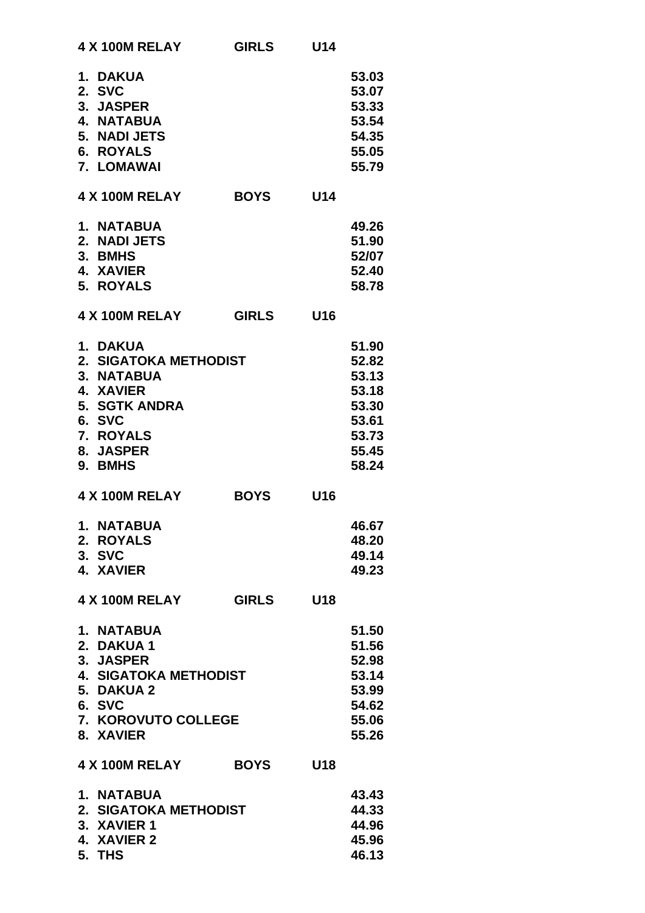**4 X 100M RELAY GIRLS U14**

| | | |
|---|---|---|
| 1. | DAKUA | 53.03 |
| 2. | SVC | 53.07 |
| 3. | JASPER | 53.33 |
| 4. | NATABUA | 53.54 |
| 5. | NADI JETS | 54.35 |
| 6. | ROYALS | 55.05 |
| 7. | LOMAWAI | 55.79 |

**4 X 100M RELAY BOYS U14**

| | | |
|---|---|---|
| 1. | NATABUA | 49.26 |
| 2. | NADI JETS | 51.90 |
| 3. | BMHS | 52/07 |
| 4. | XAVIER | 52.40 |
| 5. | ROYALS | 58.78 |

**4 X 100M RELAY GIRLS U16**

| | | |
|---|---|---|
| 1. | DAKUA | 51.90 |
| 2. | SIGATOKA METHODIST | 52.82 |
| 3. | NATABUA | 53.13 |
| 4. | XAVIER | 53.18 |
| 5. | SGTK ANDRA | 53.30 |
| 6. | SVC | 53.61 |
| 7. | ROYALS | 53.73 |
| 8. | JASPER | 55.45 |
| 9. | BMHS | 58.24 |

**4 X 100M RELAY BOYS U16**

| | | |
|---|---|---|
| 1. | NATABUA | 46.67 |
| 2. | ROYALS | 48.20 |
| 3. | SVC | 49.14 |
| 4. | XAVIER | 49.23 |

**4 X 100M RELAY GIRLS U18**

| | | |
|---|---|---|
| 1. | NATABUA | 51.50 |
| 2. | DAKUA 1 | 51.56 |
| 3. | JASPER | 52.98 |
| 4. | SIGATOKA METHODIST | 53.14 |
| 5. | DAKUA 2 | 53.99 |
| 6. | SVC | 54.62 |
| 7. | KOROVUTO COLLEGE | 55.06 |
| 8. | XAVIER | 55.26 |

**4 X 100M RELAY BOYS U18**

| | | |
|---|---|---|
| 1. | NATABUA | 43.43 |
| 2. | SIGATOKA METHODIST | 44.33 |
| 3. | XAVIER 1 | 44.96 |
| 4. | XAVIER 2 | 45.96 |
| 5. | THS | 46.13 |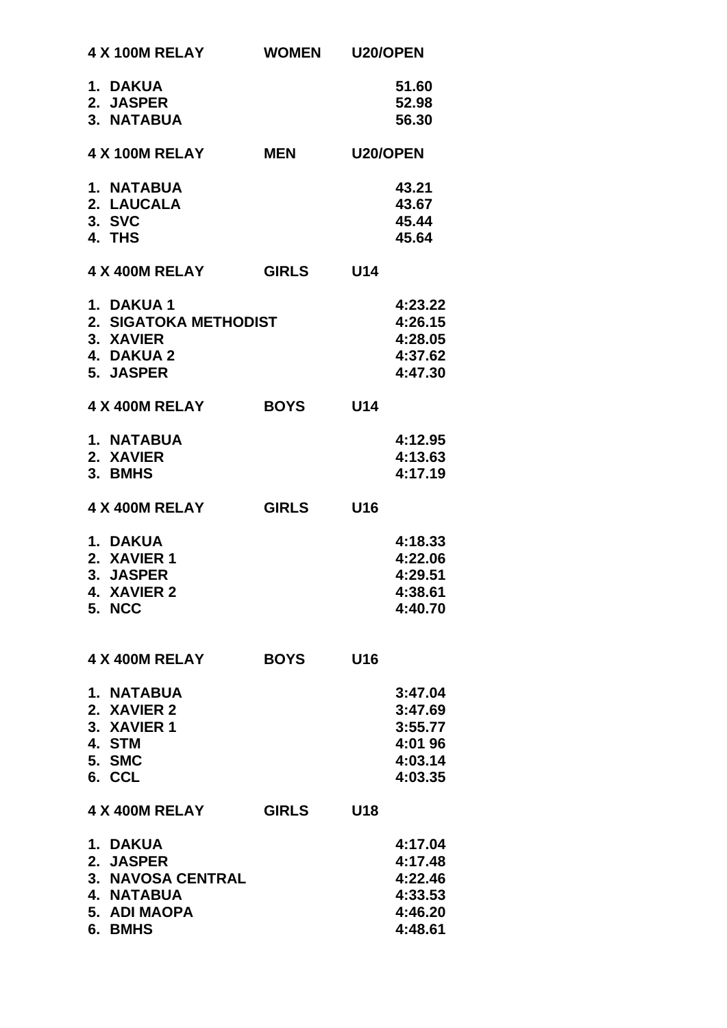**4 X 100M RELAY WOMEN U20/OPEN**

1. DAKUA 51.60
2. JASPER 52.98
3. NATABUA 56.30

**4 X 100M RELAY MEN U20/OPEN**

1. NATABUA 43.21
2. LAUCALA 43.67
3. SVC 45.44
4. THS 45.64

**4 X 400M RELAY GIRLS U14**

1. DAKUA 1 4:23.22
2. SIGATOKA METHODIST 4:26.15
3. XAVIER 4:28.05
4. DAKUA 2 4:37.62
5. JASPER 4:47.30

**4 X 400M RELAY BOYS U14**

1. NATABUA 4:12.95
2. XAVIER 4:13.63
3. BMHS 4:17.19

**4 X 400M RELAY GIRLS U16**

1. DAKUA 4:18.33
2. XAVIER 1 4:22.06
3. JASPER 4:29.51
4. XAVIER 2 4:38.61
5. NCC 4:40.70

**4 X 400M RELAY BOYS U16**

1. NATABUA 3:47.04
2. XAVIER 2 3:47.69
3. XAVIER 1 3:55.77
4. STM 4:01 96
5. SMC 4:03.14
6. CCL 4:03.35

**4 X 400M RELAY GIRLS U18**

1. DAKUA 4:17.04
2. JASPER 4:17.48
3. NAVOSA CENTRAL 4:22.46
4. NATABUA 4:33.53
5. ADI MAOPA 4:46.20
6. BMHS 4:48.61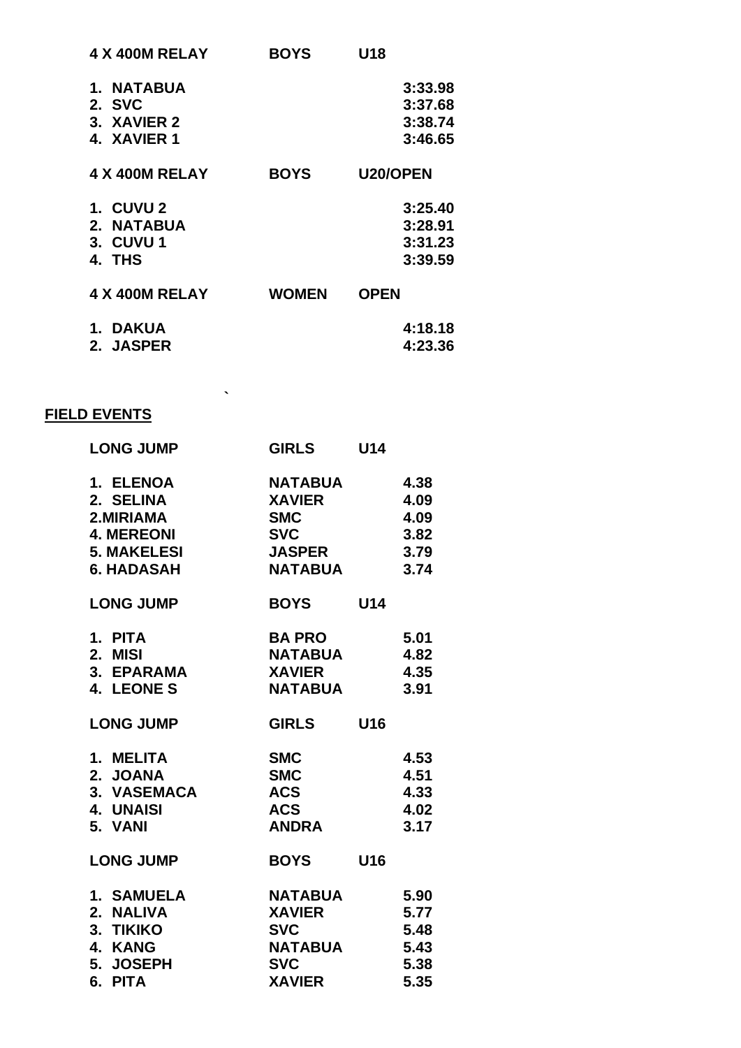| 4 X 400M RELAY | BOYS | U18 |
|---|---|---|
| 1. NATABUA | | 3:33.98 |
| 2. SVC | | 3:37.68 |
| 3. XAVIER 2 | | 3:38.74 |
| 4. XAVIER 1 | | 3:46.65 |

| 4 X 400M RELAY | BOYS | U20/OPEN |
|---|---|---|
| 1. CUVU 2 | | 3:25.40 |
| 2. NATABUA | | 3:28.91 |
| 3. CUVU 1 | | 3:31.23 |
| 4. THS | | 3:39.59 |

| 4 X 400M RELAY | WOMEN | OPEN |
|---|---|---|
| 1. DAKUA | | 4:18.18 |
| 2. JASPER | | 4:23.36 |

`

## FIELD EVENTS

| LONG JUMP | GIRLS | U14 |
|---|---|---|
| 1. ELENOA | NATABUA | 4.38 |
| 2. SELINA | XAVIER | 4.09 |
| 2.MIRIAMA | SMC | 4.09 |
| 4. MEREONI | SVC | 3.82 |
| 5. MAKELESI | JASPER | 3.79 |
| 6. HADASAH | NATABUA | 3.74 |

| LONG JUMP | BOYS | U14 |
|---|---|---|
| 1. PITA | BA PRO | 5.01 |
| 2. MISI | NATABUA | 4.82 |
| 3. EPARAMA | XAVIER | 4.35 |
| 4. LEONE S | NATABUA | 3.91 |

| LONG JUMP | GIRLS | U16 |
|---|---|---|
| 1. MELITA | SMC | 4.53 |
| 2. JOANA | SMC | 4.51 |
| 3. VASEMACA | ACS | 4.33 |
| 4. UNAISI | ACS | 4.02 |
| 5. VANI | ANDRA | 3.17 |

| LONG JUMP | BOYS | U16 |
|---|---|---|
| 1. SAMUELA | NATABUA | 5.90 |
| 2. NALIVA | XAVIER | 5.77 |
| 3. TIKIKO | SVC | 5.48 |
| 4. KANG | NATABUA | 5.43 |
| 5. JOSEPH | SVC | 5.38 |
| 6. PITA | XAVIER | 5.35 |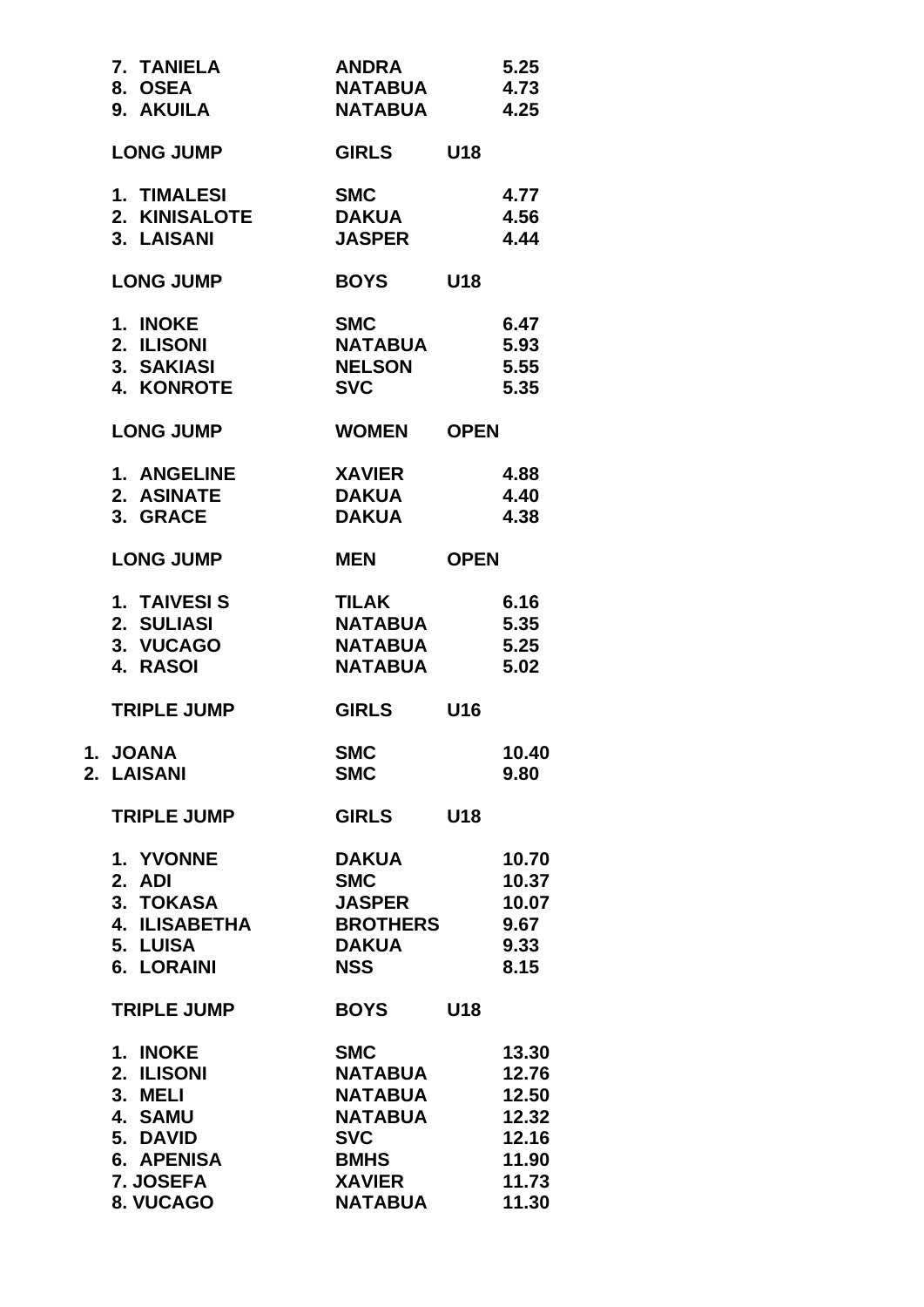| | | |
|---|---|---|
| 7. TANIELA | ANDRA | 5.25 |
| 8. OSEA | NATABUA | 4.73 |
| 9. AKUILA | NATABUA | 4.25 |

**LONG JUMP GIRLS U18**

| | | |
|---|---|---|
| 1. TIMALESI | SMC | 4.77 |
| 2. KINISALOTE | DAKUA | 4.56 |
| 3. LAISANI | JASPER | 4.44 |

**LONG JUMP BOYS U18**

| | | |
|---|---|---|
| 1. INOKE | SMC | 6.47 |
| 2. ILISONI | NATABUA | 5.93 |
| 3. SAKIASI | NELSON | 5.55 |
| 4. KONROTE | SVC | 5.35 |

**LONG JUMP WOMEN OPEN**

| | | |
|---|---|---|
| 1. ANGELINE | XAVIER | 4.88 |
| 2. ASINATE | DAKUA | 4.40 |
| 3. GRACE | DAKUA | 4.38 |

**LONG JUMP MEN OPEN**

| | | |
|---|---|---|
| 1. TAIVESI S | TILAK | 6.16 |
| 2. SULIASI | NATABUA | 5.35 |
| 3. VUCAGO | NATABUA | 5.25 |
| 4. RASOI | NATABUA | 5.02 |

**TRIPLE JUMP GIRLS U16**

| | | |
|---|---|---|
| 1. JOANA | SMC | 10.40 |
| 2. LAISANI | SMC | 9.80 |

**TRIPLE JUMP GIRLS U18**

| | | |
|---|---|---|
| 1. YVONNE | DAKUA | 10.70 |
| 2. ADI | SMC | 10.37 |
| 3. TOKASA | JASPER | 10.07 |
| 4. ILISABETHA | BROTHERS | 9.67 |
| 5. LUISA | DAKUA | 9.33 |
| 6. LORAINI | NSS | 8.15 |

**TRIPLE JUMP BOYS U18**

| | | |
|---|---|---|
| 1. INOKE | SMC | 13.30 |
| 2. ILISONI | NATABUA | 12.76 |
| 3. MELI | NATABUA | 12.50 |
| 4. SAMU | NATABUA | 12.32 |
| 5. DAVID | SVC | 12.16 |
| 6. APENISA | BMHS | 11.90 |
| 7. JOSEFA | XAVIER | 11.73 |
| 8. VUCAGO | NATABUA | 11.30 |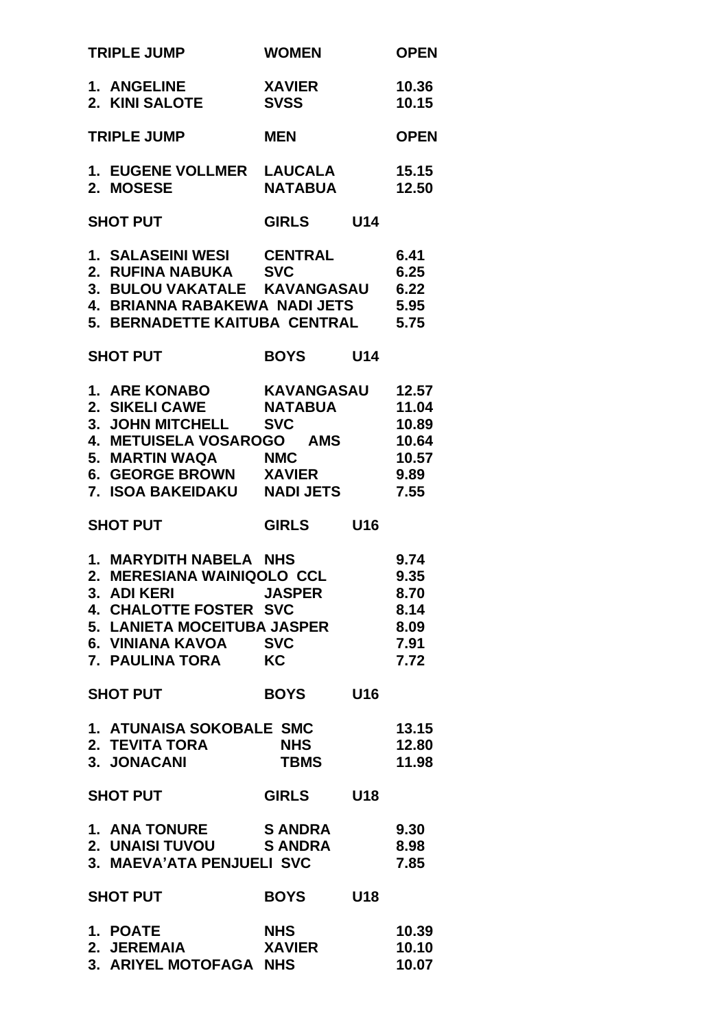**TRIPLE JUMP WOMEN OPEN**

| | | |
|---|---|---|
| 1. ANGELINE | XAVIER | 10.36 |
| 2. KINI SALOTE | SVSS | 10.15 |

**TRIPLE JUMP MEN OPEN**

| | | |
|---|---|---|
| 1. EUGENE VOLLMER | LAUCALA | 15.15 |
| 2. MOSESE | NATABUA | 12.50 |

**SHOT PUT GIRLS U14**

| | | |
|---|---|---|
| 1. SALASEINI WESI | CENTRAL | 6.41 |
| 2. RUFINA NABUKA | SVC | 6.25 |
| 3. BULOU VAKATALE | KAVANGASAU | 6.22 |
| 4. BRIANNA RABAKEWA | NADI JETS | 5.95 |
| 5. BERNADETTE KAITUBA | CENTRAL | 5.75 |

**SHOT PUT BOYS U14**

| | | |
|---|---|---|
| 1. ARE KONABO | KAVANGASAU | 12.57 |
| 2. SIKELI CAWE | NATABUA | 11.04 |
| 3. JOHN MITCHELL | SVC | 10.89 |
| 4. METUISELA VOSAROGO | AMS | 10.64 |
| 5. MARTIN WAQA | NMC | 10.57 |
| 6. GEORGE BROWN | XAVIER | 9.89 |
| 7. ISOA BAKEIDAKU | NADI JETS | 7.55 |

**SHOT PUT GIRLS U16**

| | | |
|---|---|---|
| 1. MARYDITH NABELA | NHS | 9.74 |
| 2. MERESIANA WAINIQOLO | CCL | 9.35 |
| 3. ADI KERI | JASPER | 8.70 |
| 4. CHALOTTE FOSTER | SVC | 8.14 |
| 5. LANIETA MOCEITUBA | JASPER | 8.09 |
| 6. VINIANA KAVOA | SVC | 7.91 |
| 7. PAULINA TORA | KC | 7.72 |

**SHOT PUT BOYS U16**

| | | |
|---|---|---|
| 1. ATUNAISA SOKOBALE | SMC | 13.15 |
| 2. TEVITA TORA | NHS | 12.80 |
| 3. JONACANI | TBMS | 11.98 |

**SHOT PUT GIRLS U18**

| | | |
|---|---|---|
| 1. ANA TONURE | S ANDRA | 9.30 |
| 2. UNAISI TUVOU | S ANDRA | 8.98 |
| 3. MAEVA'ATA PENJUELI | SVC | 7.85 |

**SHOT PUT BOYS U18**

| | | |
|---|---|---|
| 1. POATE | NHS | 10.39 |
| 2. JEREMAIA | XAVIER | 10.10 |
| 3. ARIYEL MOTOFAGA | NHS | 10.07 |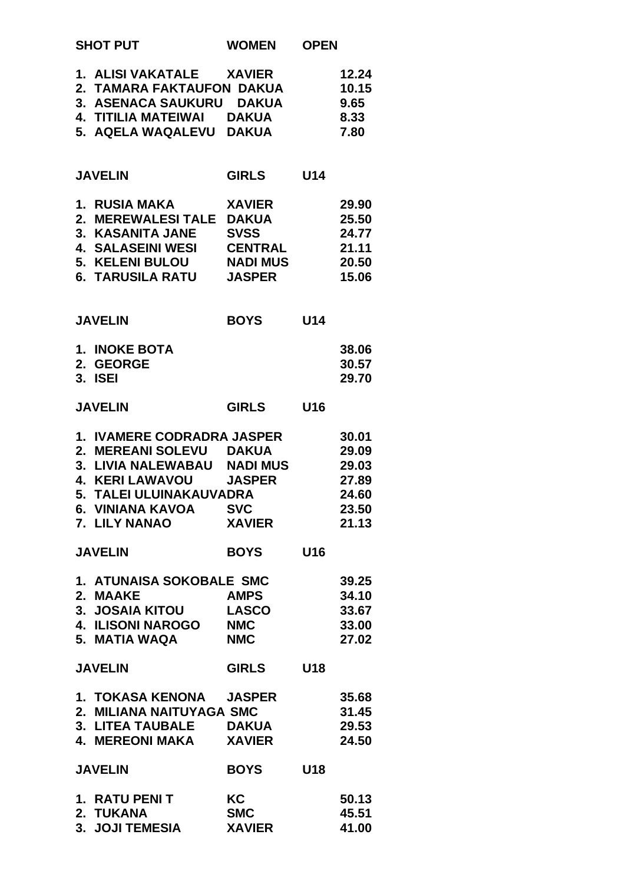**SHOT PUT WOMEN OPEN**

| | | |
|---|---|---|
| 1. ALISI VAKATALE | XAVIER | 12.24 |
| 2. TAMARA FAKTAUFON | DAKUA | 10.15 |
| 3. ASENACA SAUKURU | DAKUA | 9.65 |
| 4. TITILIA MATEIWAI | DAKUA | 8.33 |
| 5. AQELA WAQALEVU | DAKUA | 7.80 |

**JAVELIN GIRLS U14**

| | | |
|---|---|---|
| 1. RUSIA MAKA | XAVIER | 29.90 |
| 2. MEREWALESI TALE | DAKUA | 25.50 |
| 3. KASANITA JANE | SVSS | 24.77 |
| 4. SALASEINI WESI | CENTRAL | 21.11 |
| 5. KELENI BULOU | NADI MUS | 20.50 |
| 6. TARUSILA RATU | JASPER | 15.06 |

**JAVELIN BOYS U14**

| | | |
|---|---|---|
| 1. INOKE BOTA | | 38.06 |
| 2. GEORGE | | 30.57 |
| 3. ISEI | | 29.70 |

**JAVELIN GIRLS U16**

| | | |
|---|---|---|
| 1. IVAMERE CODRADRA | JASPER | 30.01 |
| 2. MEREANI SOLEVU | DAKUA | 29.09 |
| 3. LIVIA NALEWABAU | NADI MUS | 29.03 |
| 4. KERI LAWAVOU | JASPER | 27.89 |
| 5. TALEI ULUINAKAUVADRA | | 24.60 |
| 6. VINIANA KAVOA | SVC | 23.50 |
| 7. LILY NANAO | XAVIER | 21.13 |

**JAVELIN BOYS U16**

| | | |
|---|---|---|
| 1. ATUNAISA SOKOBALE | SMC | 39.25 |
| 2. MAAKE | AMPS | 34.10 |
| 3. JOSAIA KITOU | LASCO | 33.67 |
| 4. ILISONI NAROGO | NMC | 33.00 |
| 5. MATIA WAQA | NMC | 27.02 |

**JAVELIN GIRLS U18**

| | | |
|---|---|---|
| 1. TOKASA KENONA | JASPER | 35.68 |
| 2. MILIANA NAITUYAGA | SMC | 31.45 |
| 3. LITEA TAUBALE | DAKUA | 29.53 |
| 4. MEREONI MAKA | XAVIER | 24.50 |

**JAVELIN BOYS U18**

| | | |
|---|---|---|
| 1. RATU PENI T | KC | 50.13 |
| 2. TUKANA | SMC | 45.51 |
| 3. JOJI TEMESIA | XAVIER | 41.00 |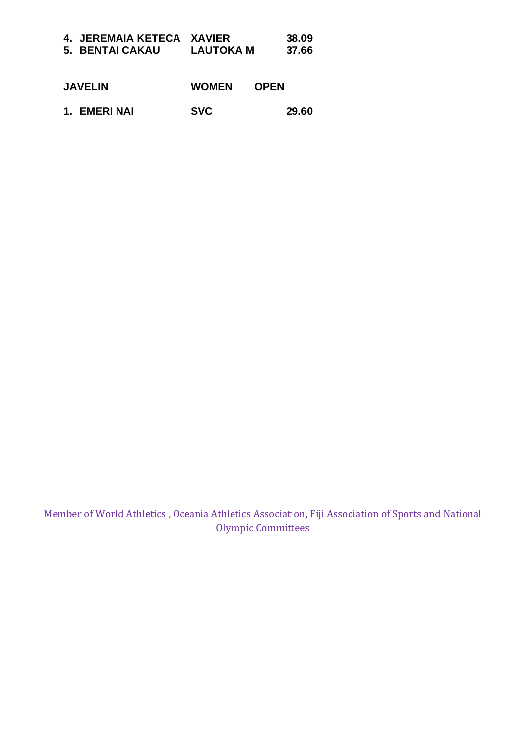| | | |
|---|---|---|
| 4. JEREMAIA KETECA | XAVIER | 38.09 |
| 5. BENTAI CAKAU | LAUTOKA M | 37.66 |

**JAVELIN WOMEN OPEN**

| | | |
|---|---|---|
| 1. EMERI NAI | SVC | 29.60 |

Member of World Athletics , Oceania Athletics Association, Fiji Association of Sports and National Olympic Committees